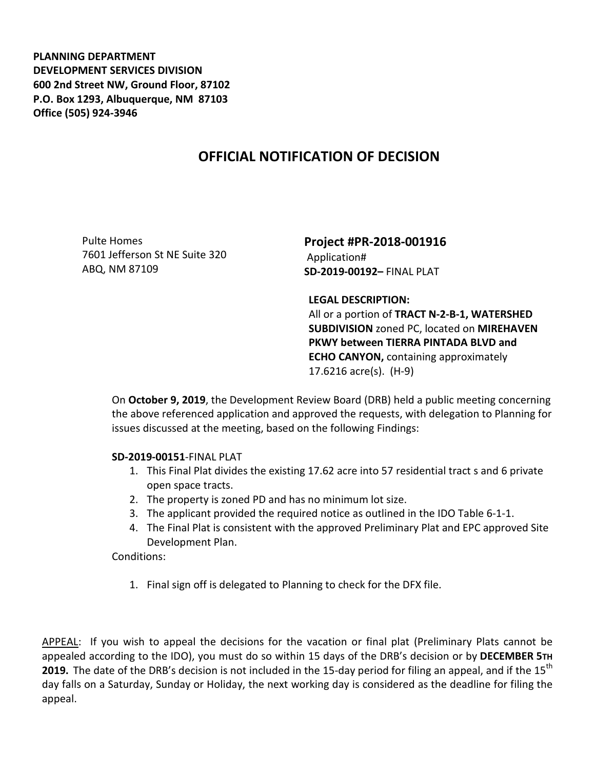**PLANNING DEPARTMENT**
**DEVELOPMENT SERVICES DIVISION**
**600 2nd Street NW, Ground Floor, 87102**
**P.O. Box 1293, Albuquerque, NM 87103**
**Office (505) 924-3946**

# OFFICIAL NOTIFICATION OF DECISION

Pulte Homes
7601 Jefferson St NE Suite 320
ABQ, NM 87109

**Project #PR-2018-001916**
Application#
**SD-2019-00192–** FINAL PLAT

**LEGAL DESCRIPTION:**
All or a portion of **TRACT N-2-B-1, WATERSHED SUBDIVISION** zoned PC, located on **MIREHAVEN PKWY between TIERRA PINTADA BLVD and ECHO CANYON,** containing approximately 17.6216 acre(s). (H-9)

On **October 9, 2019**, the Development Review Board (DRB) held a public meeting concerning the above referenced application and approved the requests, with delegation to Planning for issues discussed at the meeting, based on the following Findings:

**SD-2019-00151**-FINAL PLAT

1. This Final Plat divides the existing 17.62 acre into 57 residential tract s and 6 private open space tracts.
2. The property is zoned PD and has no minimum lot size.
3. The applicant provided the required notice as outlined in the IDO Table 6-1-1.
4. The Final Plat is consistent with the approved Preliminary Plat and EPC approved Site Development Plan.

Conditions:

1. Final sign off is delegated to Planning to check for the DFX file.

APPEAL: If you wish to appeal the decisions for the vacation or final plat (Preliminary Plats cannot be appealed according to the IDO), you must do so within 15 days of the DRB's decision or by **DECEMBER 5TH 2019.** The date of the DRB's decision is not included in the 15-day period for filing an appeal, and if the 15th day falls on a Saturday, Sunday or Holiday, the next working day is considered as the deadline for filing the appeal.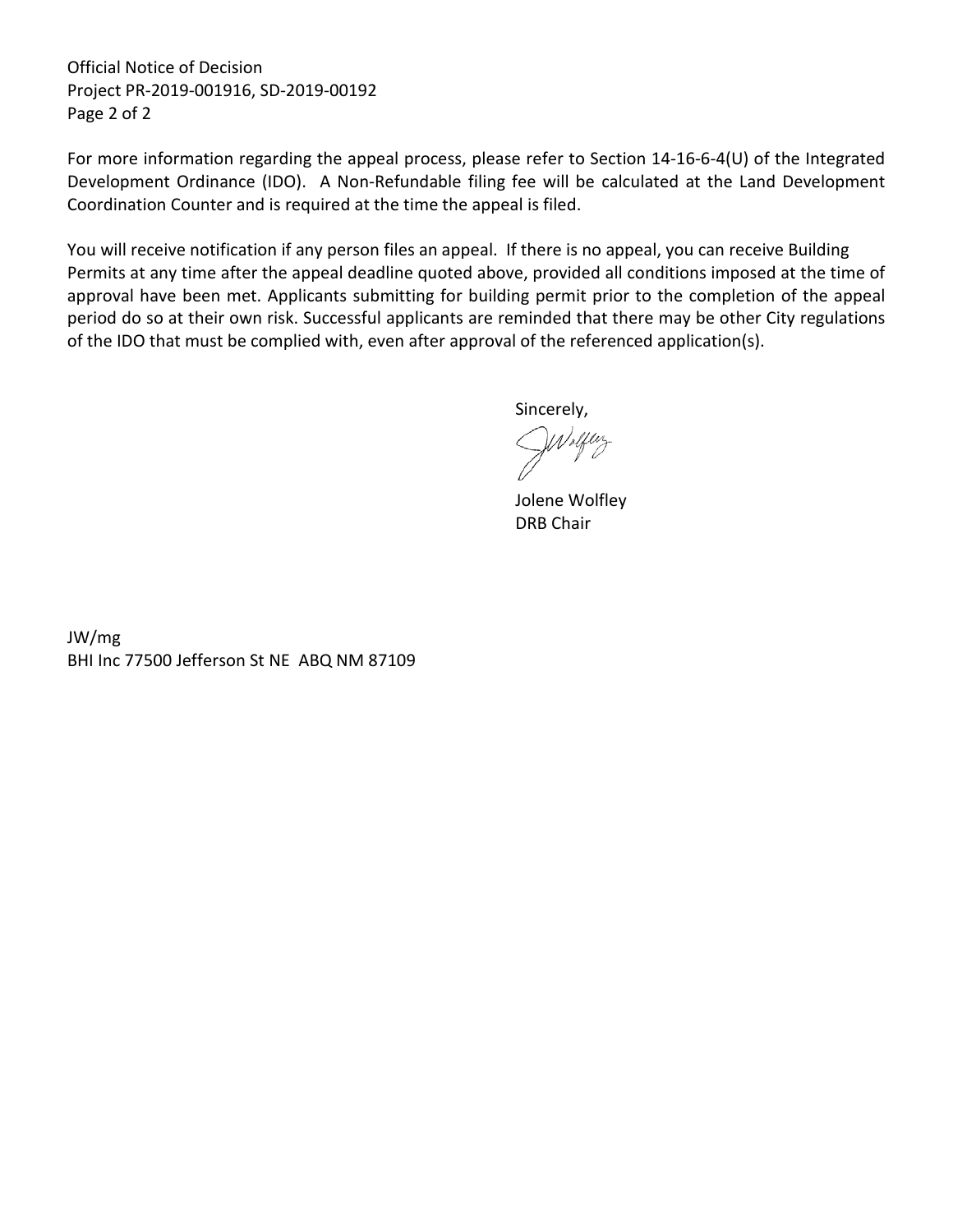For more information regarding the appeal process, please refer to Section 14-16-6-4(U) of the Integrated Development Ordinance (IDO). A Non-Refundable filing fee will be calculated at the Land Development Coordination Counter and is required at the time the appeal is filed.

You will receive notification if any person files an appeal. If there is no appeal, you can receive Building Permits at any time after the appeal deadline quoted above, provided all conditions imposed at the time of approval have been met. Applicants submitting for building permit prior to the completion of the appeal period do so at their own risk. Successful applicants are reminded that there may be other City regulations of the IDO that must be complied with, even after approval of the referenced application(s).

Sincerely,

Jolene Wolfley
DRB Chair

JW/mg
BHI Inc 77500 Jefferson St NE ABQ NM 87109